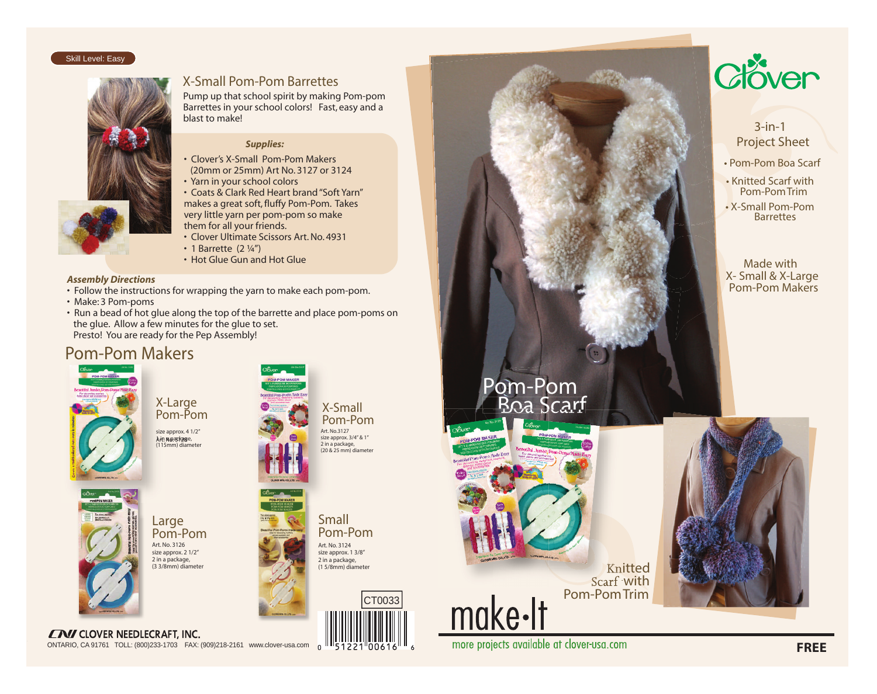Skill Level: Easy

## X-Small Pom-Pom Barrettes

Pump up that school spirit by making Pom-pom Barrettes in your school colors! Fast, easy and a blast to make!

***Supplies:***

- Clover's X-Small Pom-Pom Makers (20mm or 25mm) Art No. 3127 or 3124
- Yarn in your school colors
- Coats & Clark Red Heart brand "Soft Yarn" makes a great soft, fluffy Pom-Pom. Takes very little yarn per pom-pom so make them for all your friends.
- Clover Ultimate Scissors Art. No. 4931
- 1 Barrette (2 ¼")
- Hot Glue Gun and Hot Glue

***Assembly Directions***

- Follow the instructions for wrapping the yarn to make each pom-pom.
- Make: 3 Pom-poms
- Run a bead of hot glue along the top of the barrette and place pom-poms on the glue. Allow a few minutes for the glue to set. Presto! You are ready for the Pep Assembly!

## Pom-Pom Makers

**X-Large Pom-Pom**
size approx. 4 1/2"
1 in a package,
(115mm) diameter

**X-Small Pom-Pom**
Art. No.3127
size approx. 3/4" & 1"
2 in a package,
(20 & 25 mm) diameter

**Large Pom-Pom**
Art. No. 3126
size approx. 2 1/2"
2 in a package,
(3 3/8mm) diameter

**Small Pom-Pom**
Art. No. 3124
size approx. 1 3/8"
2 in a package,
(1 5/8mm) diameter

CT0033

0 51221 00616 6

**CLOVER NEEDLECRAFT, INC.**
ONTARIO, CA 91761 TOLL: (800)233-1703 FAX: (909)218-2161 www.clover-usa.com

# Clover

3-in-1
Project Sheet

- Pom-Pom Boa Scarf
- Knitted Scarf with Pom-Pom Trim
- X-Small Pom-Pom Barrettes

Made with X- Small & X-Large Pom-Pom Makers

Pom-Pom Boa Scarf

Knitted Scarf with Pom-Pom Trim

make·It

more projects available at clover-usa.com

**FREE**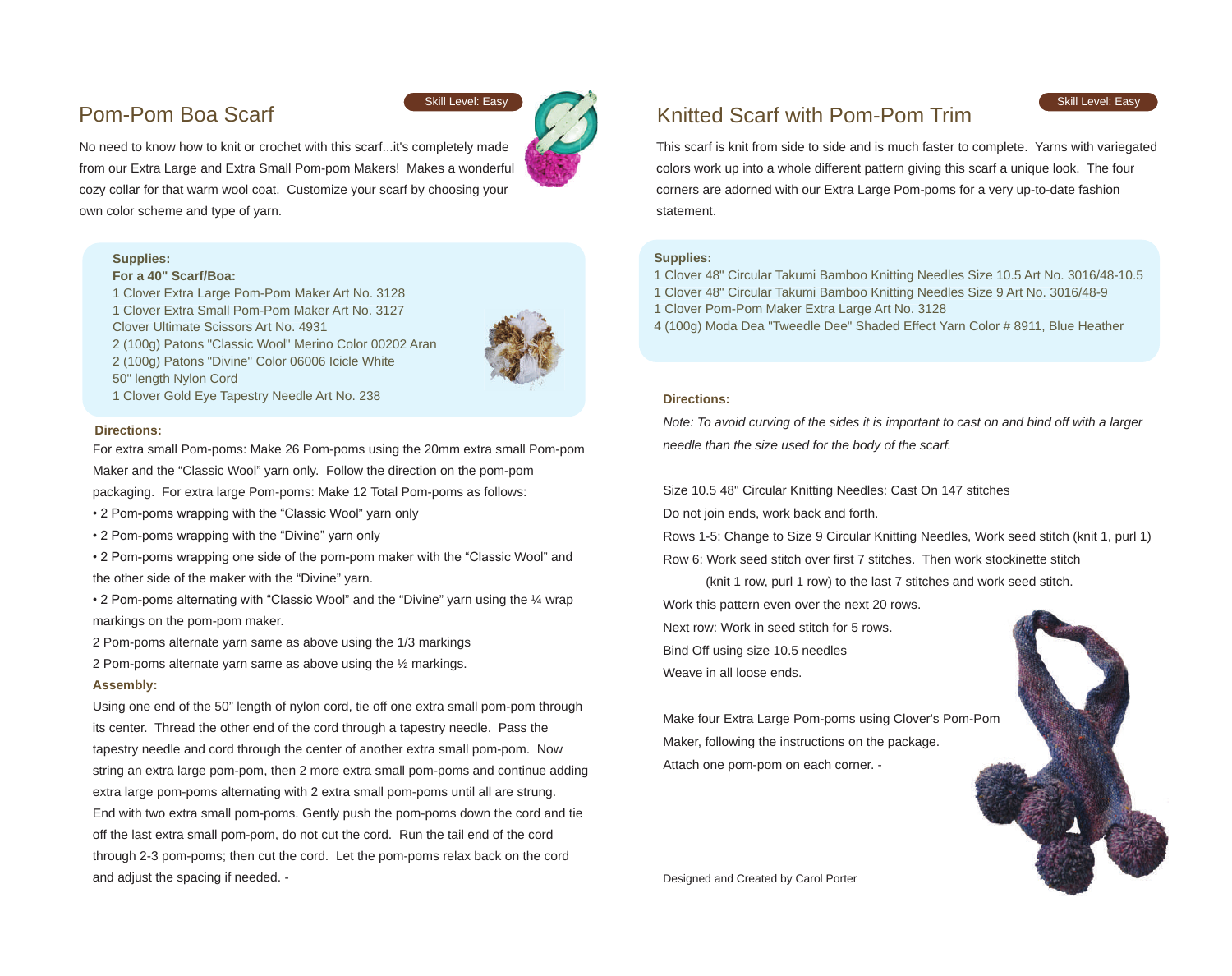# Pom-Pom Boa Scarf

Skill Level: Easy

No need to know how to knit or crochet with this scarf...it's completely made from our Extra Large and Extra Small Pom-pom Makers! Makes a wonderful cozy collar for that warm wool coat. Customize your scarf by choosing your own color scheme and type of yarn.

**Supplies:**
**For a 40" Scarf/Boa:**
1 Clover Extra Large Pom-Pom Maker Art No. 3128
1 Clover Extra Small Pom-Pom Maker Art No. 3127
Clover Ultimate Scissors Art No. 4931
2 (100g) Patons "Classic Wool" Merino Color 00202 Aran
2 (100g) Patons "Divine" Color 06006 Icicle White
50" length Nylon Cord
1 Clover Gold Eye Tapestry Needle Art No. 238

**Directions:**

For extra small Pom-poms: Make 26 Pom-poms using the 20mm extra small Pom-pom Maker and the "Classic Wool" yarn only. Follow the direction on the pom-pom packaging. For extra large Pom-poms: Make 12 Total Pom-poms as follows:

- 2 Pom-poms wrapping with the "Classic Wool" yarn only
- 2 Pom-poms wrapping with the "Divine" yarn only
- 2 Pom-poms wrapping one side of the pom-pom maker with the "Classic Wool" and the other side of the maker with the "Divine" yarn.
- 2 Pom-poms alternating with "Classic Wool" and the "Divine" yarn using the ¼ wrap markings on the pom-pom maker.

2 Pom-poms alternate yarn same as above using the 1/3 markings
2 Pom-poms alternate yarn same as above using the ½ markings.

**Assembly:**

Using one end of the 50" length of nylon cord, tie off one extra small pom-pom through its center. Thread the other end of the cord through a tapestry needle. Pass the tapestry needle and cord through the center of another extra small pom-pom. Now string an extra large pom-pom, then 2 more extra small pom-poms and continue adding extra large pom-poms alternating with 2 extra small pom-poms until all are strung. End with two extra small pom-poms. Gently push the pom-poms down the cord and tie off the last extra small pom-pom, do not cut the cord. Run the tail end of the cord through 2-3 pom-poms; then cut the cord. Let the pom-poms relax back on the cord and adjust the spacing if needed. -

# Knitted Scarf with Pom-Pom Trim

Skill Level: Easy

This scarf is knit from side to side and is much faster to complete. Yarns with variegated colors work up into a whole different pattern giving this scarf a unique look. The four corners are adorned with our Extra Large Pom-poms for a very up-to-date fashion statement.

**Supplies:**
1 Clover 48" Circular Takumi Bamboo Knitting Needles Size 10.5 Art No. 3016/48-10.5
1 Clover 48" Circular Takumi Bamboo Knitting Needles Size 9 Art No. 3016/48-9
1 Clover Pom-Pom Maker Extra Large Art No. 3128
4 (100g) Moda Dea "Tweedle Dee" Shaded Effect Yarn Color # 8911, Blue Heather

**Directions:**

*Note: To avoid curving of the sides it is important to cast on and bind off with a larger needle than the size used for the body of the scarf.*

Size 10.5 48" Circular Knitting Needles: Cast On 147 stitches
Do not join ends, work back and forth.
Rows 1-5: Change to Size 9 Circular Knitting Needles, Work seed stitch (knit 1, purl 1)
Row 6: Work seed stitch over first 7 stitches. Then work stockinette stitch (knit 1 row, purl 1 row) to the last 7 stitches and work seed stitch.
Work this pattern even over the next 20 rows.
Next row: Work in seed stitch for 5 rows.
Bind Off using size 10.5 needles
Weave in all loose ends.

Make four Extra Large Pom-poms using Clover's Pom-Pom Maker, following the instructions on the package.
Attach one pom-pom on each corner. -

Designed and Created by Carol Porter